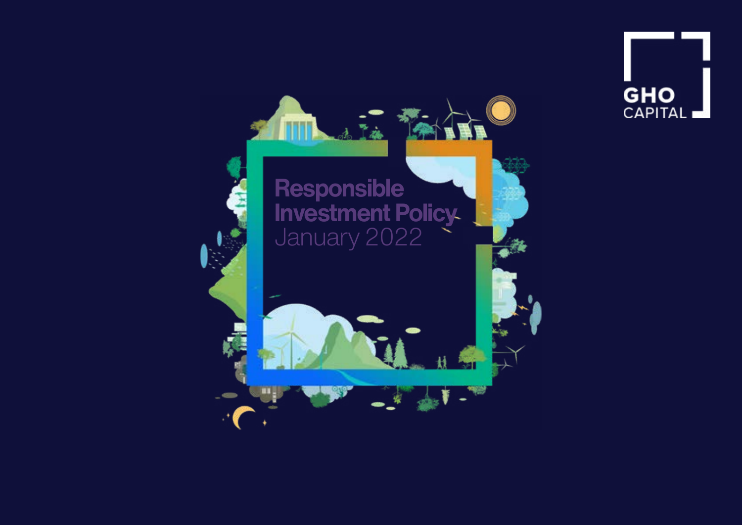GHO CAPITAL

# Responsible Investment Policy

January 2022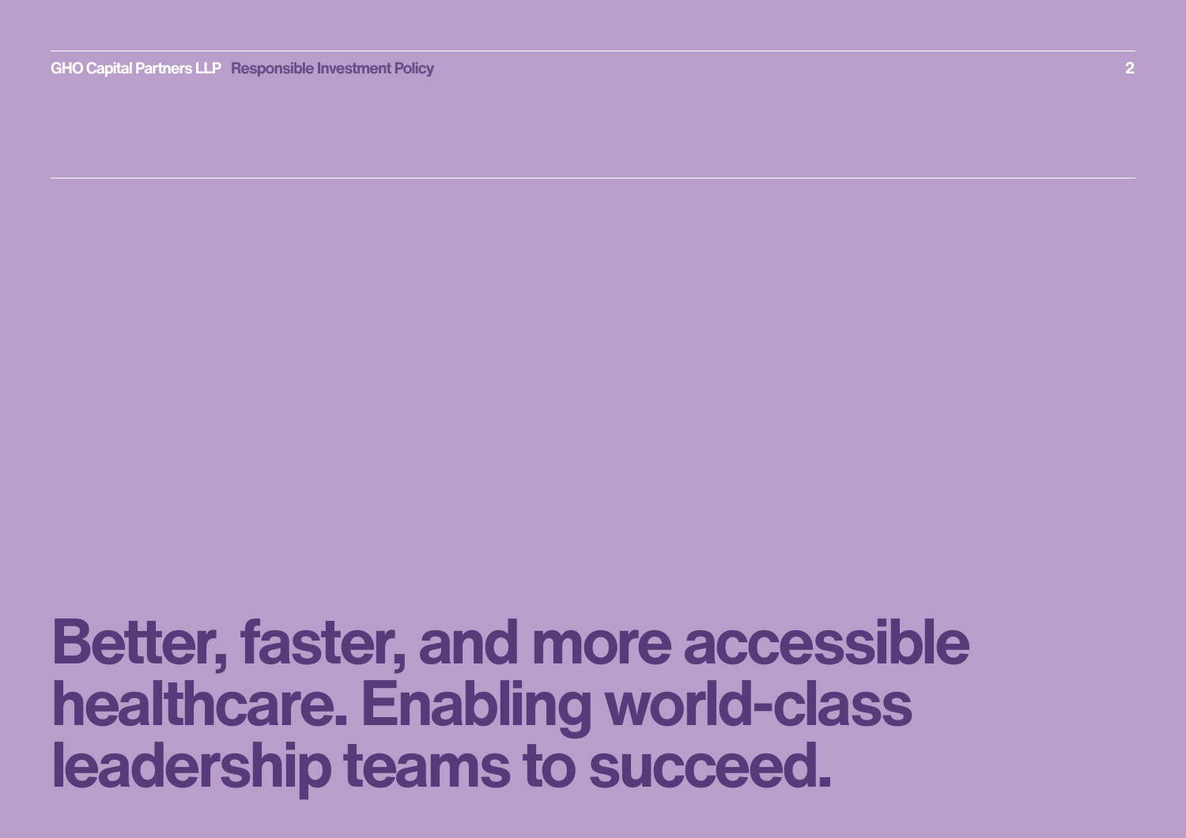# Better, faster, and more accessible healthcare. Enabling world-class leadership teams to succeed.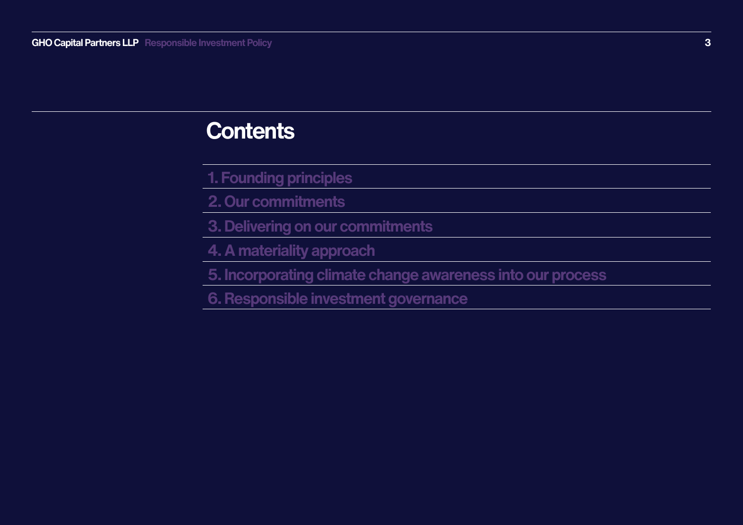# Contents

1. Founding principles
2. Our commitments
3. Delivering on our commitments
4. A materiality approach
5. Incorporating climate change awareness into our process
6. Responsible investment governance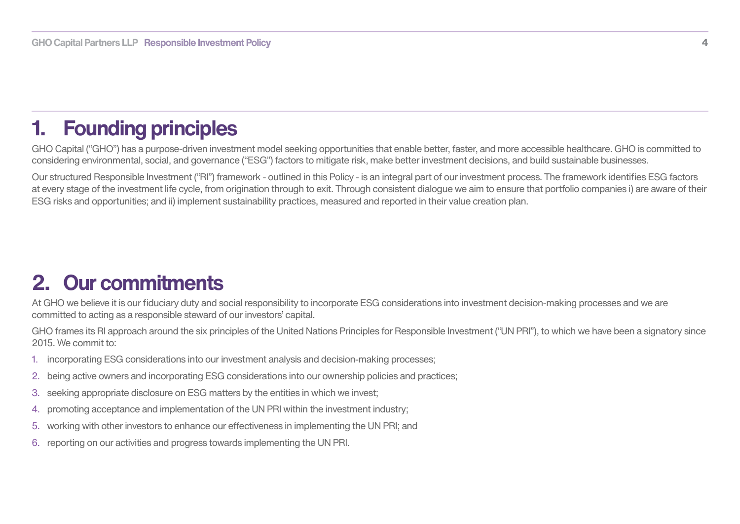# 1. Founding principles

GHO Capital ("GHO") has a purpose-driven investment model seeking opportunities that enable better, faster, and more accessible healthcare. GHO is committed to considering environmental, social, and governance ("ESG") factors to mitigate risk, make better investment decisions, and build sustainable businesses.

Our structured Responsible Investment ("RI") framework - outlined in this Policy - is an integral part of our investment process. The framework identifies ESG factors at every stage of the investment life cycle, from origination through to exit. Through consistent dialogue we aim to ensure that portfolio companies i) are aware of their ESG risks and opportunities; and ii) implement sustainability practices, measured and reported in their value creation plan.

# 2. Our commitments

At GHO we believe it is our fiduciary duty and social responsibility to incorporate ESG considerations into investment decision-making processes and we are committed to acting as a responsible steward of our investors' capital.

GHO frames its RI approach around the six principles of the United Nations Principles for Responsible Investment ("UN PRI"), to which we have been a signatory since 2015. We commit to:

1. incorporating ESG considerations into our investment analysis and decision-making processes;
2. being active owners and incorporating ESG considerations into our ownership policies and practices;
3. seeking appropriate disclosure on ESG matters by the entities in which we invest;
4. promoting acceptance and implementation of the UN PRI within the investment industry;
5. working with other investors to enhance our effectiveness in implementing the UN PRI; and
6. reporting on our activities and progress towards implementing the UN PRI.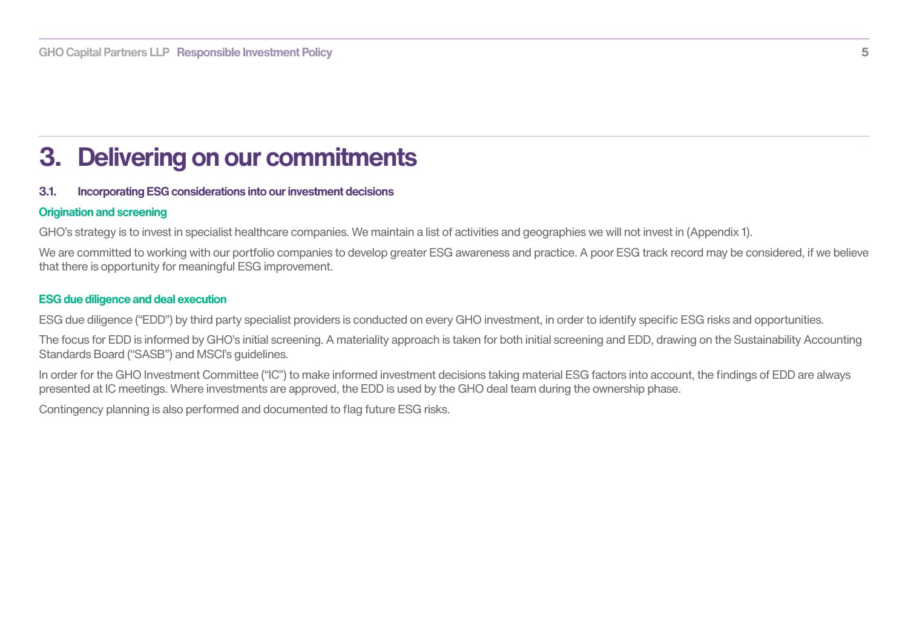# 3. Delivering on our commitments

### 3.1. Incorporating ESG considerations into our investment decisions

**Origination and screening**

GHO's strategy is to invest in specialist healthcare companies. We maintain a list of activities and geographies we will not invest in (Appendix 1).

We are committed to working with our portfolio companies to develop greater ESG awareness and practice. A poor ESG track record may be considered, if we believe that there is opportunity for meaningful ESG improvement.

**ESG due diligence and deal execution**

ESG due diligence ("EDD") by third party specialist providers is conducted on every GHO investment, in order to identify specific ESG risks and opportunities.

The focus for EDD is informed by GHO's initial screening. A materiality approach is taken for both initial screening and EDD, drawing on the Sustainability Accounting Standards Board ("SASB") and MSCI's guidelines.

In order for the GHO Investment Committee ("IC") to make informed investment decisions taking material ESG factors into account, the findings of EDD are always presented at IC meetings. Where investments are approved, the EDD is used by the GHO deal team during the ownership phase.

Contingency planning is also performed and documented to flag future ESG risks.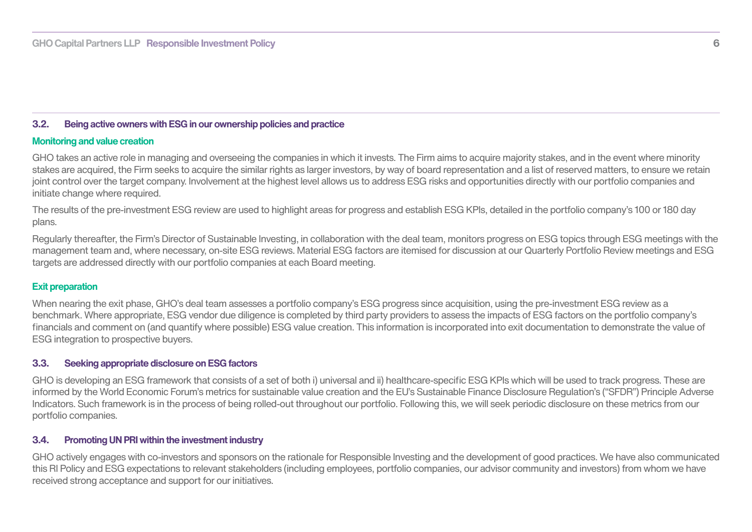### 3.2. Being active owners with ESG in our ownership policies and practice

#### Monitoring and value creation

GHO takes an active role in managing and overseeing the companies in which it invests. The Firm aims to acquire majority stakes, and in the event where minority stakes are acquired, the Firm seeks to acquire the similar rights as larger investors, by way of board representation and a list of reserved matters, to ensure we retain joint control over the target company. Involvement at the highest level allows us to address ESG risks and opportunities directly with our portfolio companies and initiate change where required.

The results of the pre-investment ESG review are used to highlight areas for progress and establish ESG KPIs, detailed in the portfolio company's 100 or 180 day plans.

Regularly thereafter, the Firm's Director of Sustainable Investing, in collaboration with the deal team, monitors progress on ESG topics through ESG meetings with the management team and, where necessary, on-site ESG reviews. Material ESG factors are itemised for discussion at our Quarterly Portfolio Review meetings and ESG targets are addressed directly with our portfolio companies at each Board meeting.

#### Exit preparation

When nearing the exit phase, GHO's deal team assesses a portfolio company's ESG progress since acquisition, using the pre-investment ESG review as a benchmark. Where appropriate, ESG vendor due diligence is completed by third party providers to assess the impacts of ESG factors on the portfolio company's financials and comment on (and quantify where possible) ESG value creation. This information is incorporated into exit documentation to demonstrate the value of ESG integration to prospective buyers.

### 3.3. Seeking appropriate disclosure on ESG factors

GHO is developing an ESG framework that consists of a set of both i) universal and ii) healthcare-specific ESG KPIs which will be used to track progress. These are informed by the World Economic Forum's metrics for sustainable value creation and the EU's Sustainable Finance Disclosure Regulation's ("SFDR") Principle Adverse Indicators. Such framework is in the process of being rolled-out throughout our portfolio. Following this, we will seek periodic disclosure on these metrics from our portfolio companies.

### 3.4. Promoting UN PRI within the investment industry

GHO actively engages with co-investors and sponsors on the rationale for Responsible Investing and the development of good practices. We have also communicated this RI Policy and ESG expectations to relevant stakeholders (including employees, portfolio companies, our advisor community and investors) from whom we have received strong acceptance and support for our initiatives.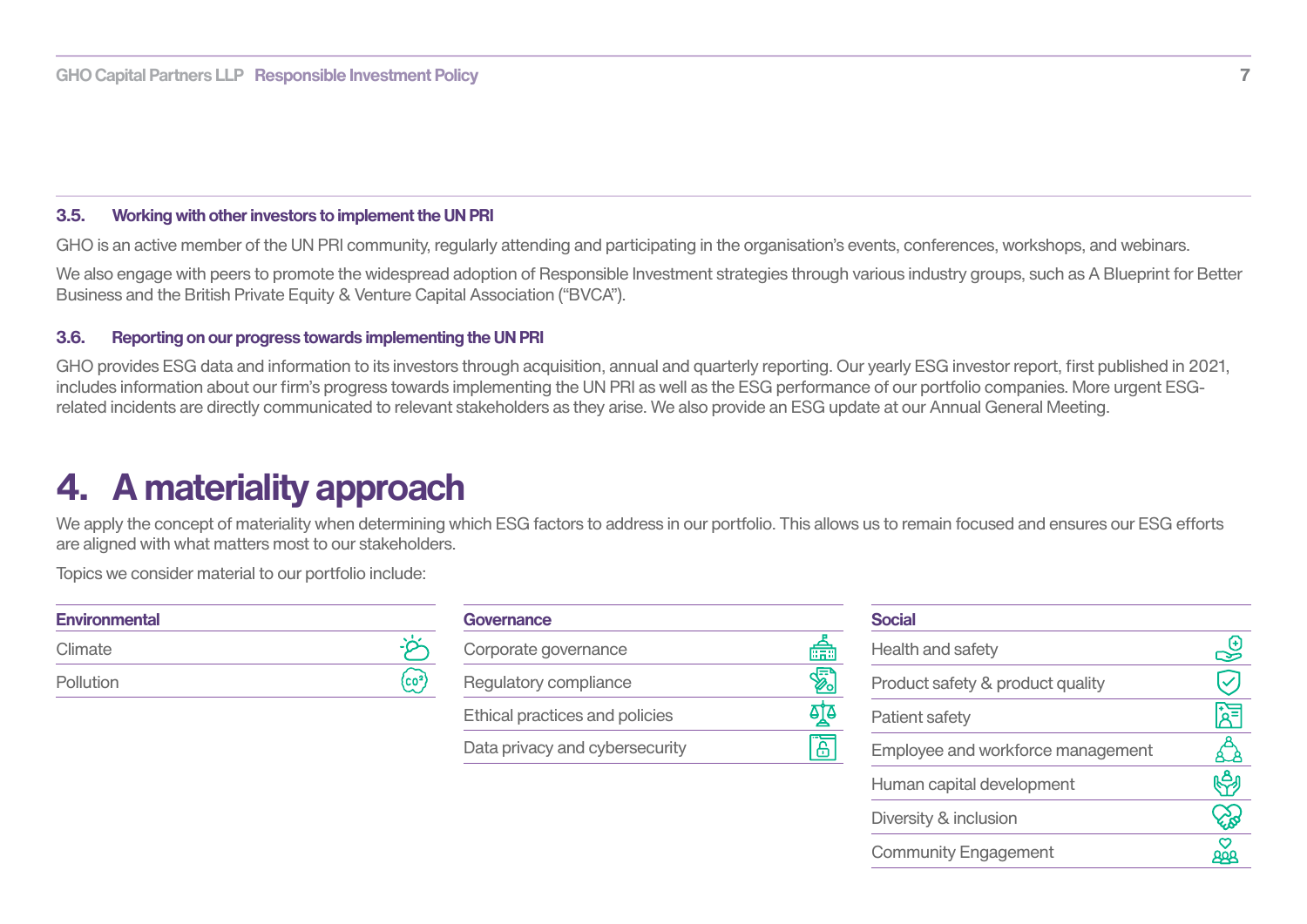### 3.5. Working with other investors to implement the UN PRI

GHO is an active member of the UN PRI community, regularly attending and participating in the organisation's events, conferences, workshops, and webinars.

We also engage with peers to promote the widespread adoption of Responsible Investment strategies through various industry groups, such as A Blueprint for Better Business and the British Private Equity & Venture Capital Association ("BVCA").

### 3.6. Reporting on our progress towards implementing the UN PRI

GHO provides ESG data and information to its investors through acquisition, annual and quarterly reporting. Our yearly ESG investor report, first published in 2021, includes information about our firm's progress towards implementing the UN PRI as well as the ESG performance of our portfolio companies. More urgent ESG-related incidents are directly communicated to relevant stakeholders as they arise. We also provide an ESG update at our Annual General Meeting.

# 4. A materiality approach

We apply the concept of materiality when determining which ESG factors to address in our portfolio. This allows us to remain focused and ensures our ESG efforts are aligned with what matters most to our stakeholders.

Topics we consider material to our portfolio include:

| Environmental |
| --- |
| Climate |
| Pollution |

| Governance |
| --- |
| Corporate governance |
| Regulatory compliance |
| Ethical practices and policies |
| Data privacy and cybersecurity |

| Social |
| --- |
| Health and safety |
| Product safety & product quality |
| Patient safety |
| Employee and workforce management |
| Human capital development |
| Diversity & inclusion |
| Community Engagement |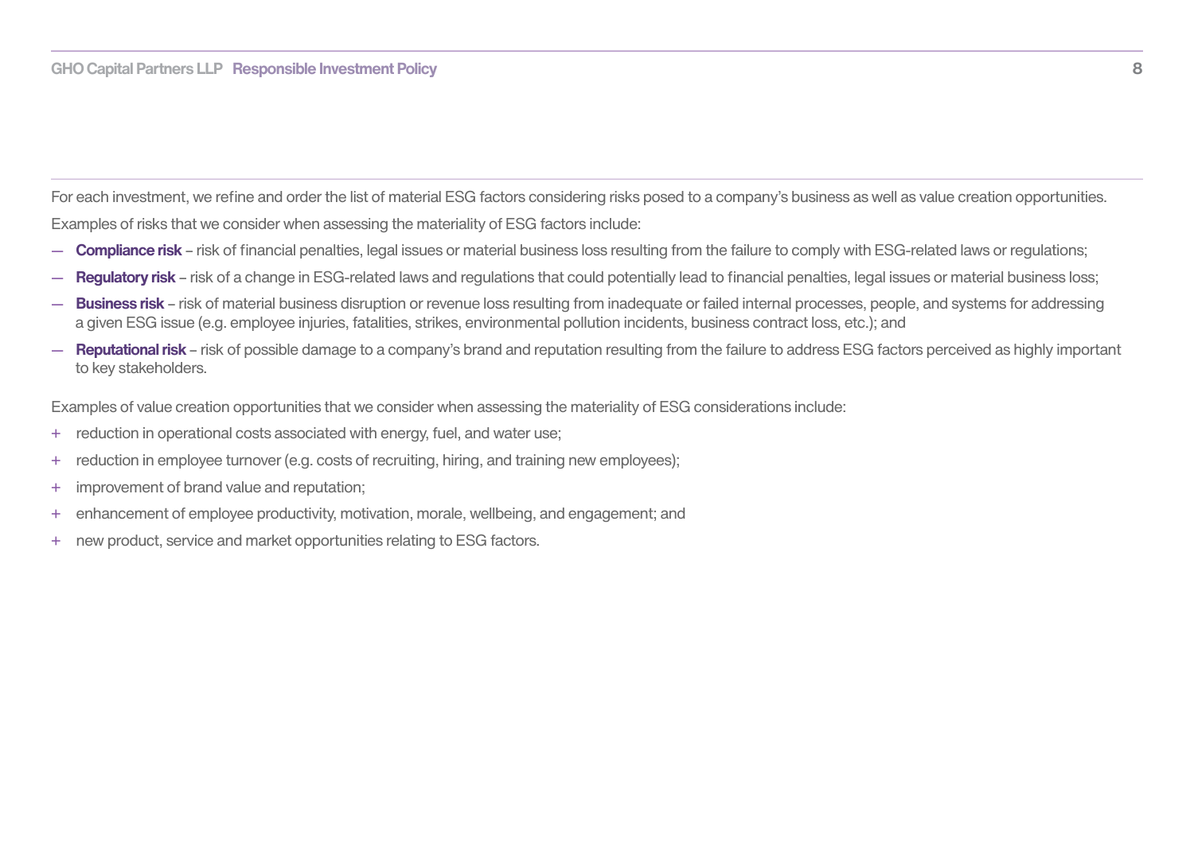For each investment, we refine and order the list of material ESG factors considering risks posed to a company's business as well as value creation opportunities.

Examples of risks that we consider when assessing the materiality of ESG factors include:

— **Compliance risk** – risk of financial penalties, legal issues or material business loss resulting from the failure to comply with ESG-related laws or regulations;

— **Regulatory risk** – risk of a change in ESG-related laws and regulations that could potentially lead to financial penalties, legal issues or material business loss;

— **Business risk** – risk of material business disruption or revenue loss resulting from inadequate or failed internal processes, people, and systems for addressing a given ESG issue (e.g. employee injuries, fatalities, strikes, environmental pollution incidents, business contract loss, etc.); and

— **Reputational risk** – risk of possible damage to a company's brand and reputation resulting from the failure to address ESG factors perceived as highly important to key stakeholders.

Examples of value creation opportunities that we consider when assessing the materiality of ESG considerations include:

+ reduction in operational costs associated with energy, fuel, and water use;

+ reduction in employee turnover (e.g. costs of recruiting, hiring, and training new employees);

+ improvement of brand value and reputation;

+ enhancement of employee productivity, motivation, morale, wellbeing, and engagement; and

+ new product, service and market opportunities relating to ESG factors.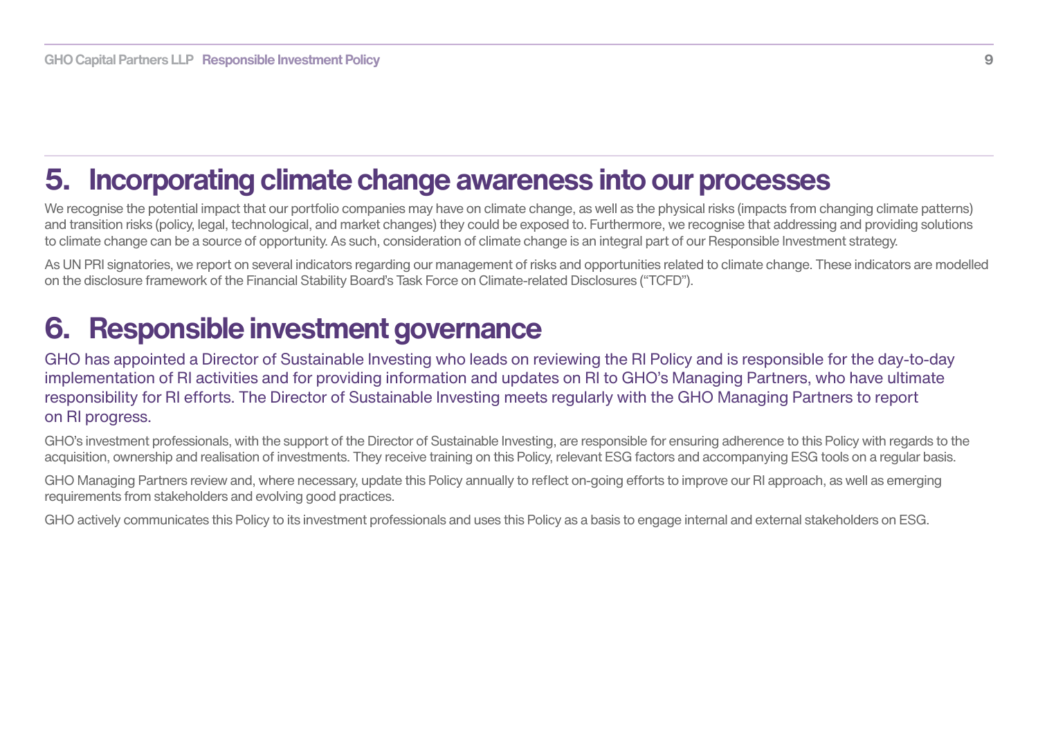## 5. Incorporating climate change awareness into our processes

We recognise the potential impact that our portfolio companies may have on climate change, as well as the physical risks (impacts from changing climate patterns) and transition risks (policy, legal, technological, and market changes) they could be exposed to. Furthermore, we recognise that addressing and providing solutions to climate change can be a source of opportunity. As such, consideration of climate change is an integral part of our Responsible Investment strategy.

As UN PRI signatories, we report on several indicators regarding our management of risks and opportunities related to climate change. These indicators are modelled on the disclosure framework of the Financial Stability Board's Task Force on Climate-related Disclosures ("TCFD").

## 6. Responsible investment governance

GHO has appointed a Director of Sustainable Investing who leads on reviewing the RI Policy and is responsible for the day-to-day implementation of RI activities and for providing information and updates on RI to GHO's Managing Partners, who have ultimate responsibility for RI efforts. The Director of Sustainable Investing meets regularly with the GHO Managing Partners to report on RI progress.

GHO's investment professionals, with the support of the Director of Sustainable Investing, are responsible for ensuring adherence to this Policy with regards to the acquisition, ownership and realisation of investments. They receive training on this Policy, relevant ESG factors and accompanying ESG tools on a regular basis.

GHO Managing Partners review and, where necessary, update this Policy annually to reflect on-going efforts to improve our RI approach, as well as emerging requirements from stakeholders and evolving good practices.

GHO actively communicates this Policy to its investment professionals and uses this Policy as a basis to engage internal and external stakeholders on ESG.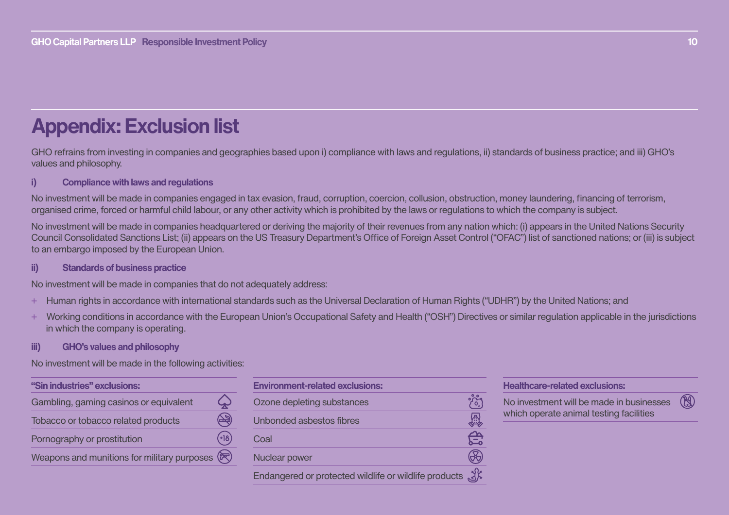# Appendix: Exclusion list

GHO refrains from investing in companies and geographies based upon i) compliance with laws and regulations, ii) standards of business practice; and iii) GHO's values and philosophy.

### i) Compliance with laws and regulations

No investment will be made in companies engaged in tax evasion, fraud, corruption, coercion, collusion, obstruction, money laundering, financing of terrorism, organised crime, forced or harmful child labour, or any other activity which is prohibited by the laws or regulations to which the company is subject.

No investment will be made in companies headquartered or deriving the majority of their revenues from any nation which: (i) appears in the United Nations Security Council Consolidated Sanctions List; (ii) appears on the US Treasury Department's Office of Foreign Asset Control ("OFAC") list of sanctioned nations; or (iii) is subject to an embargo imposed by the European Union.

### ii) Standards of business practice

No investment will be made in companies that do not adequately address:

- Human rights in accordance with international standards such as the Universal Declaration of Human Rights ("UDHR") by the United Nations; and
- Working conditions in accordance with the European Union's Occupational Safety and Health ("OSH") Directives or similar regulation applicable in the jurisdictions in which the company is operating.

### iii) GHO's values and philosophy

No investment will be made in the following activities:

**"Sin industries" exclusions:**

- Gambling, gaming casinos or equivalent
- Tobacco or tobacco related products
- Pornography or prostitution
- Weapons and munitions for military purposes

**Environment-related exclusions:**

- Ozone depleting substances
- Unbonded asbestos fibres
- Coal
- Nuclear power
- Endangered or protected wildlife or wildlife products

**Healthcare-related exclusions:**

- No investment will be made in businesses which operate animal testing facilities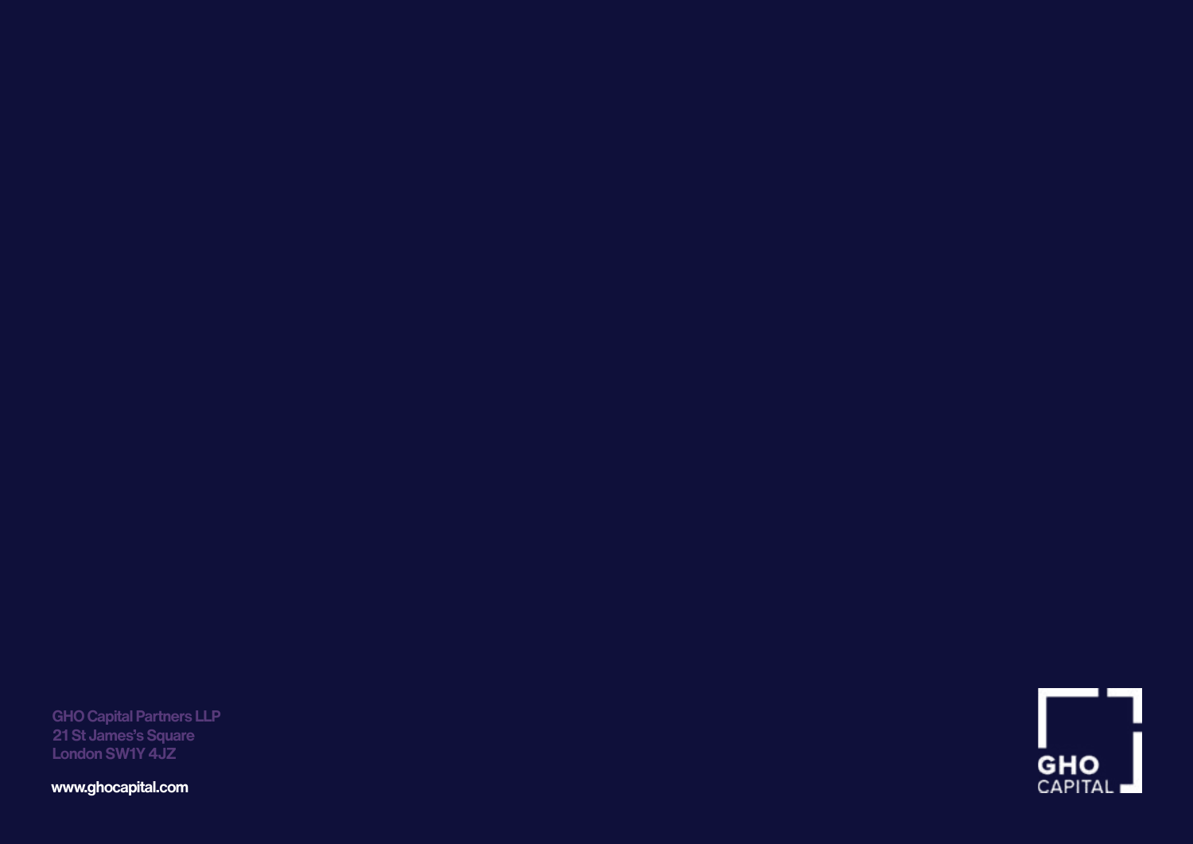GHO Capital Partners LLP
21 St James's Square
London SW1Y 4JZ

www.ghocapital.com

GHO CAPITAL